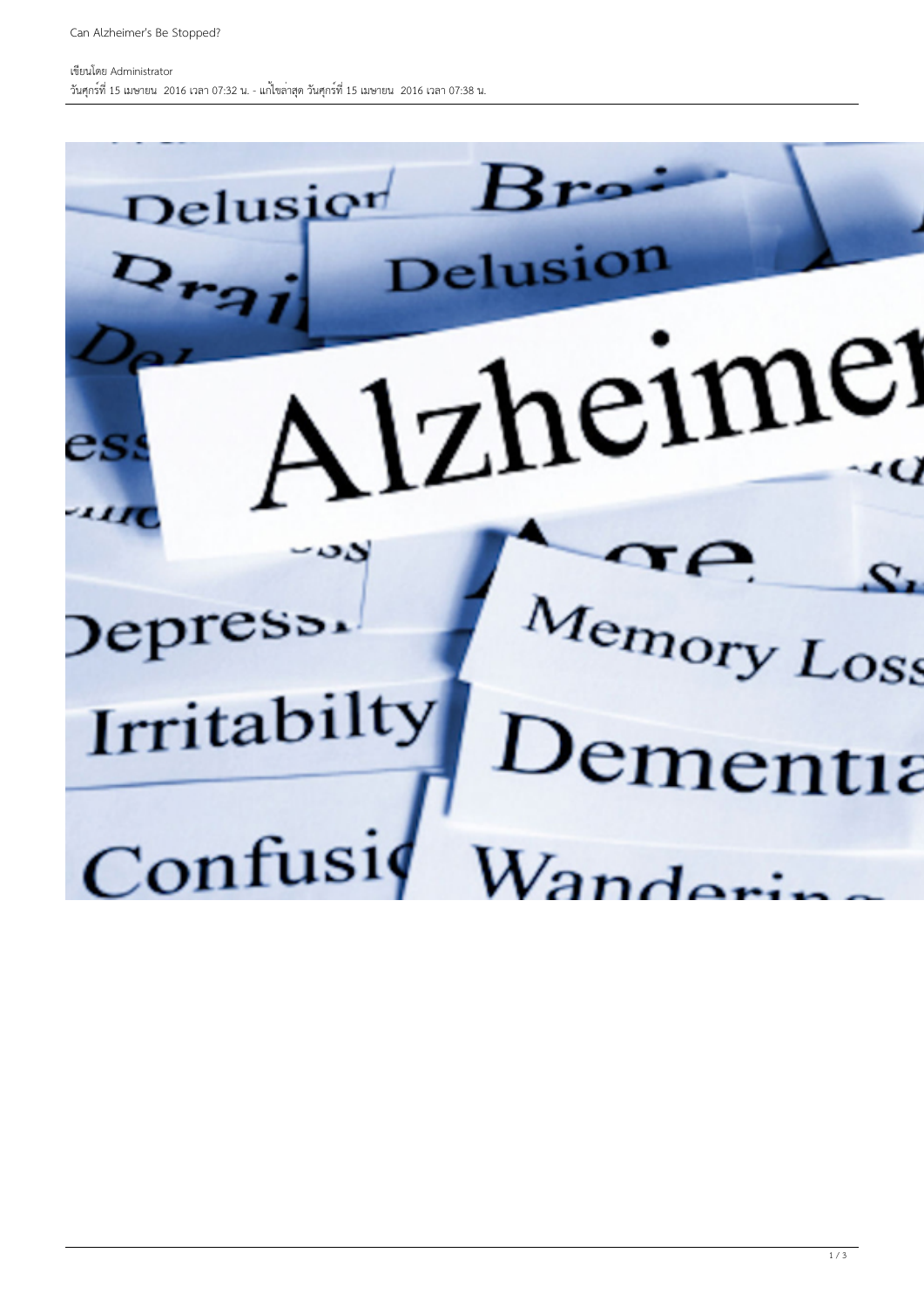# Can Alzheimer's Be Stopped?

เขียนโดย Administrator

วันศุกร์ที่ 15 เมษายน 2016 เวลา 07:32 น. - แก้ไขล่าสุด วันศุกร์ที่ 15 เมษายน 2016 เวลา 07:38 น.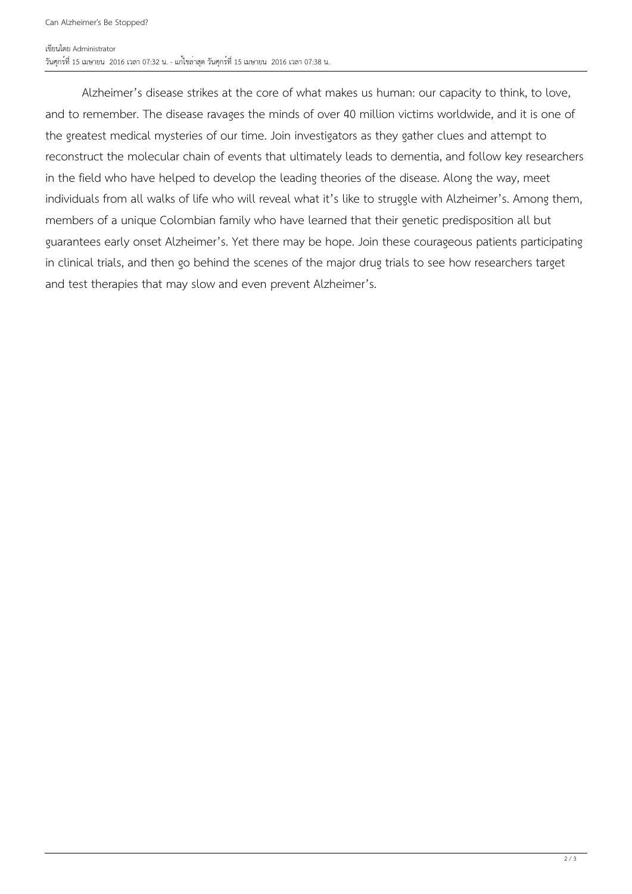Alzheimer’s disease strikes at the core of what makes us human: our capacity to think, to love, and to remember. The disease ravages the minds of over 40 million victims worldwide, and it is one of the greatest medical mysteries of our time. Join investigators as they gather clues and attempt to reconstruct the molecular chain of events that ultimately leads to dementia, and follow key researchers in the field who have helped to develop the leading theories of the disease. Along the way, meet individuals from all walks of life who will reveal what it’s like to struggle with Alzheimer’s. Among them, members of a unique Colombian family who have learned that their genetic predisposition all but guarantees early onset Alzheimer’s. Yet there may be hope. Join these courageous patients participating in clinical trials, and then go behind the scenes of the major drug trials to see how researchers target and test therapies that may slow and even prevent Alzheimer’s.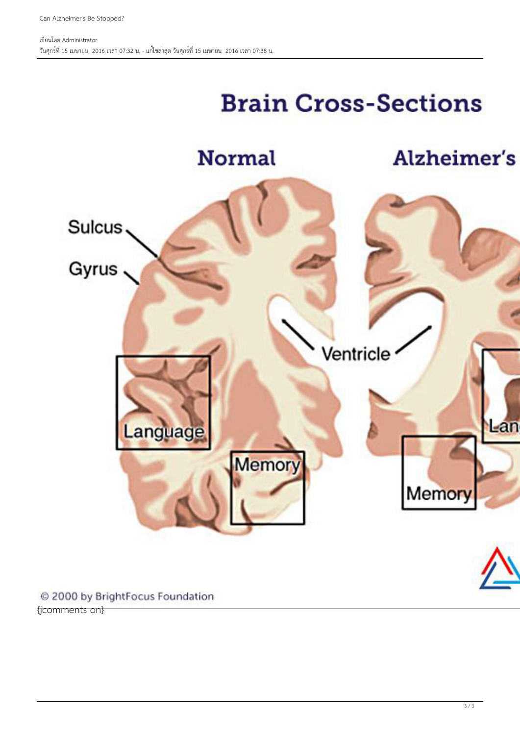# Brain Cross-Sections

Normal

Alzheimer's

Sulcus

Gyrus

Ventricle

Language

Memory

Lan

Memory

© 2000 by BrightFocus Foundation

{jcomments on}